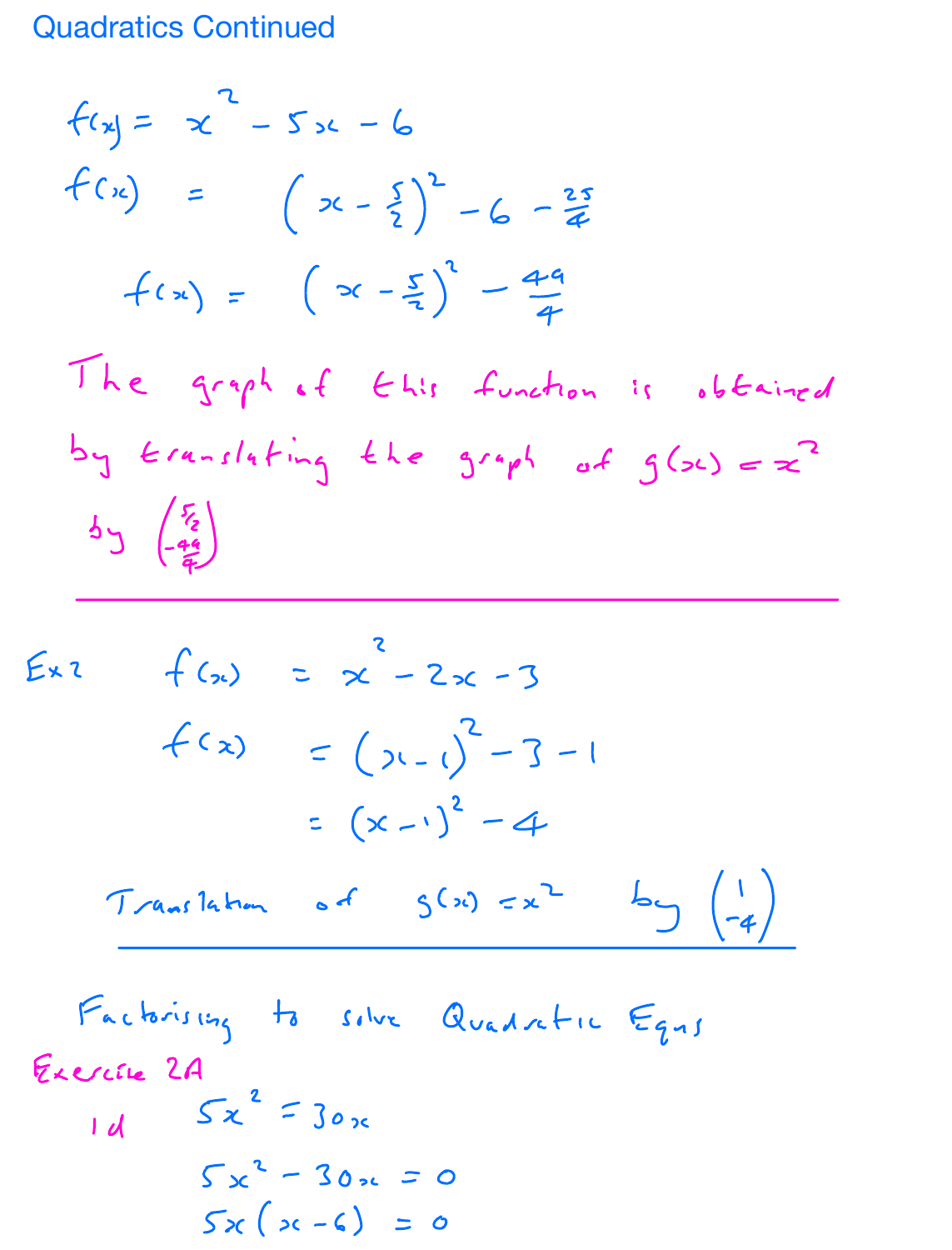# Quadratics Continued

$$f(x) = x^2 - 5x - 6$$

$$f(x) = \left(x - \frac{5}{2}\right)^2 - 6 - \frac{25}{4}$$

$$f(x) = \left(x - \frac{5}{2}\right)^2 - \frac{49}{4}$$

The graph of this function is obtained by translating the graph of $g(x) = x^2$ by $\begin{pmatrix} \frac{5}{2} \\ -\frac{49}{4} \end{pmatrix}$

---

Ex 2

$$f(x) = x^2 - 2x - 3$$

$$f(x) = (x-1)^2 - 3 - 1$$

$$= (x-1)^2 - 4$$

Translation of $g(x) = x^2$ by $\begin{pmatrix} 1 \\ -4 \end{pmatrix}$

---

Factorising to solve Quadratic Eqns

Exercise 2A

1d

$$5x^2 = 30x$$

$$5x^2 - 30x = 0$$

$$5x(x-6) = 0$$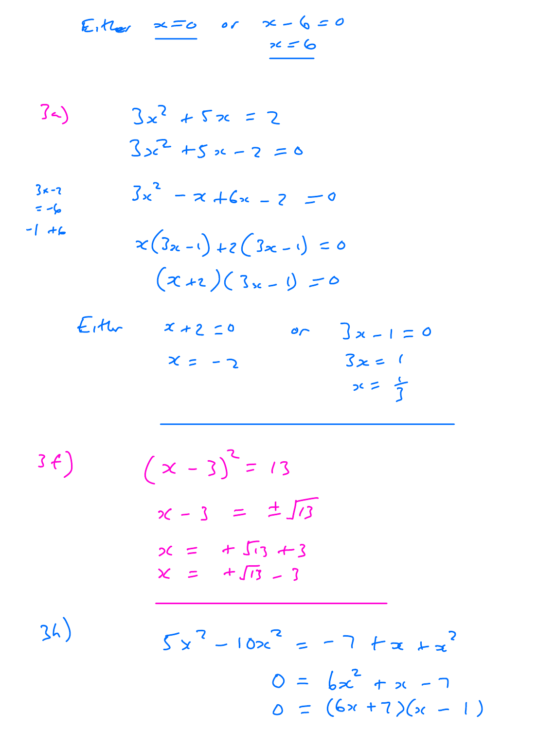Either $x = 0$ or $x - 6 = 0$

$x = 6$

---

3e)

$$3x^2 + 5x = 2$$

$$3x^2 + 5x - 2 = 0$$

$3 \times -2 = -6$

$-1 \; +6$

$$3x^2 - x + 6x - 2 = 0$$

$$x(3x - 1) + 2(3x - 1) = 0$$

$$(x + 2)(3x - 1) = 0$$

Either $x + 2 = 0$ or $3x - 1 = 0$

$x = -2$

$3x = 1$

$x = \frac{1}{3}$

---

3f)

$$(x - 3)^2 = 13$$

$$x - 3 = \pm\sqrt{13}$$

$$x = +\sqrt{13} + 3$$

$$x = +\sqrt{13} - 3$$

---

3h)

$$5x^2 - 10x^2 = -7 + x + x^2$$

$$0 = 6x^2 + x - 7$$

$$0 = (6x + 7)(x - 1)$$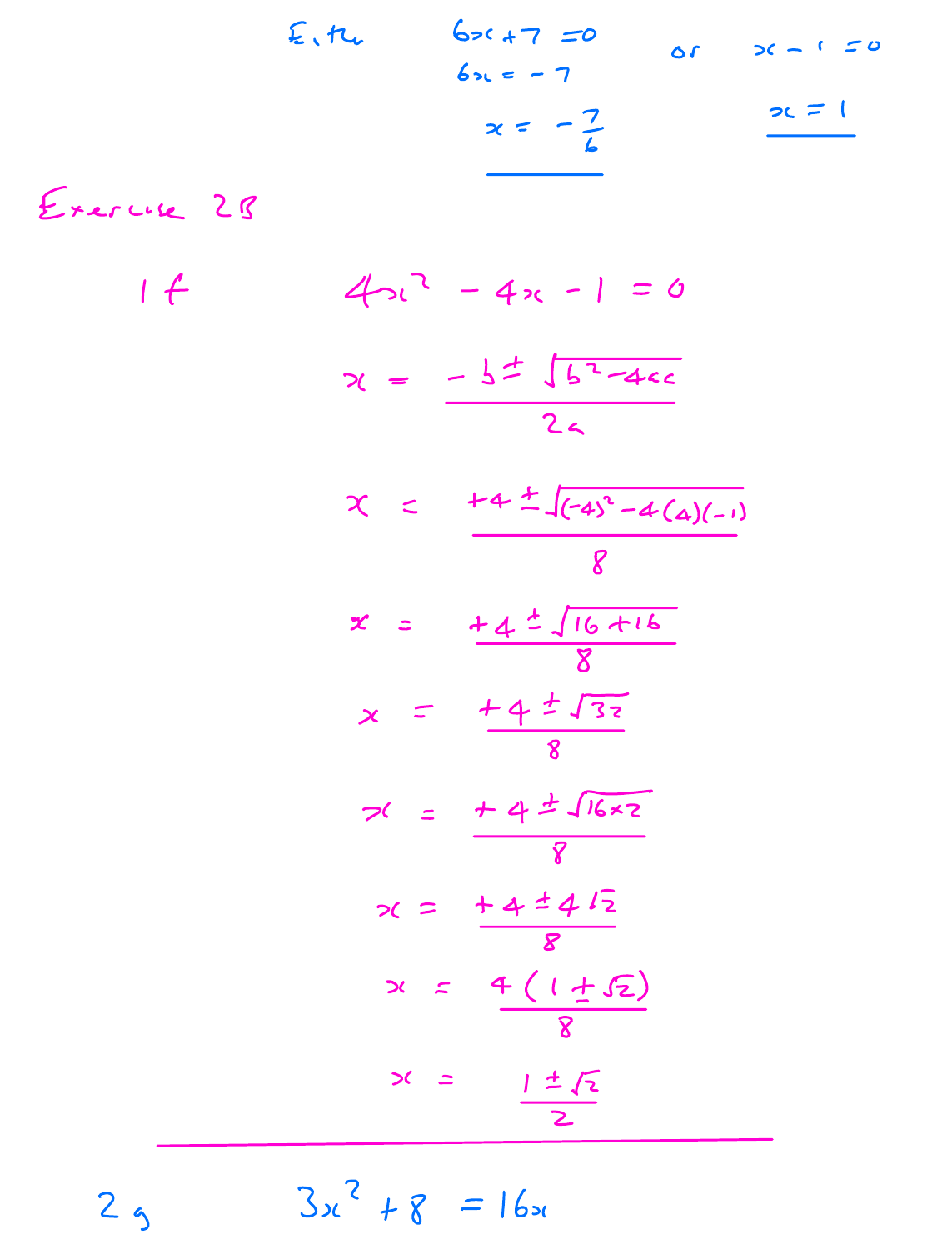Either $6x + 7 = 0$ or $x - 1 = 0$

$6x = -7$

$x = -\frac{7}{6}$ $\qquad$ $x = 1$

## Exercise 2B

**1 f**

$$4x^2 - 4x - 1 = 0$$

$$x = \frac{-b \pm \sqrt{b^2 - 4ac}}{2a}$$

$$x = \frac{+4 \pm \sqrt{(-4)^2 - 4(4)(-1)}}{8}$$

$$x = \frac{+4 \pm \sqrt{16 + 16}}{8}$$

$$x = \frac{+4 \pm \sqrt{32}}{8}$$

$$x = \frac{+4 \pm \sqrt{16 \times 2}}{8}$$

$$x = \frac{+4 \pm 4\sqrt{2}}{8}$$

$$x = \frac{4(1 \pm \sqrt{2})}{8}$$

$$x = \frac{1 \pm \sqrt{2}}{2}$$

---

**2 g**

$$3x^2 + 8 = 16x$$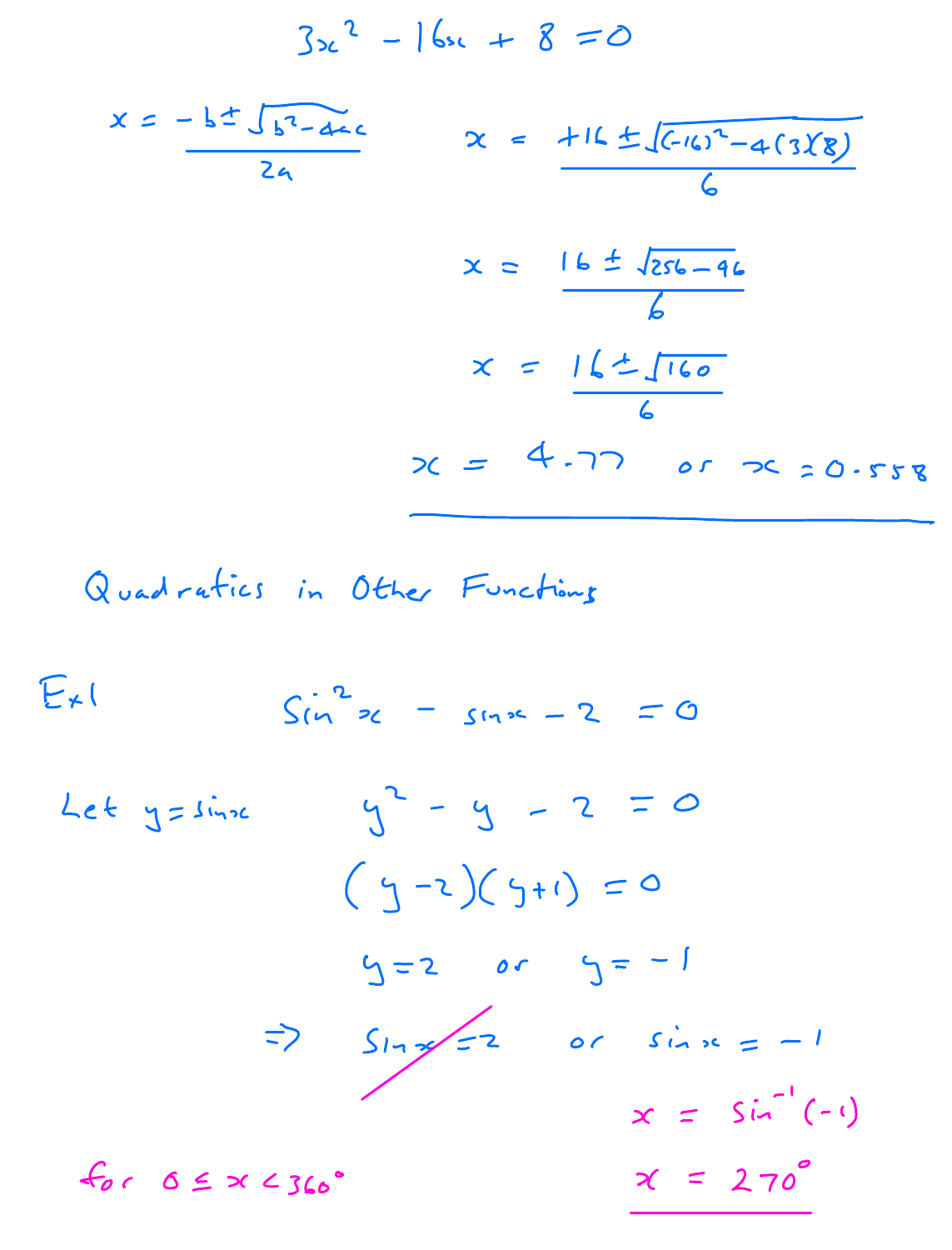$$3x^2 - 16x + 8 = 0$$

$$x = \frac{-b \pm \sqrt{b^2 - 4ac}}{2a} \qquad x = \frac{+16 \pm \sqrt{(-16)^2 - 4(3)(8)}}{6}$$

$$x = \frac{16 \pm \sqrt{256 - 96}}{6}$$

$$x = \frac{16 \pm \sqrt{160}}{6}$$

$$x = 4.77 \quad \text{or} \quad x = 0.558$$

---

## Quadratics in Other Functions

Ex1

$$\sin^2 x - \sin x - 2 = 0$$

Let $y = \sin x$

$$y^2 - y - 2 = 0$$

$$(y - 2)(y + 1) = 0$$

$$y = 2 \quad \text{or} \quad y = -1$$

$$\Rightarrow \quad \sin x = 2 \text{ (crossed out)} \quad \text{or} \quad \sin x = -1$$

$$x = \sin^{-1}(-1)$$

for $0 \leq x < 360°$

$$x = 270°$$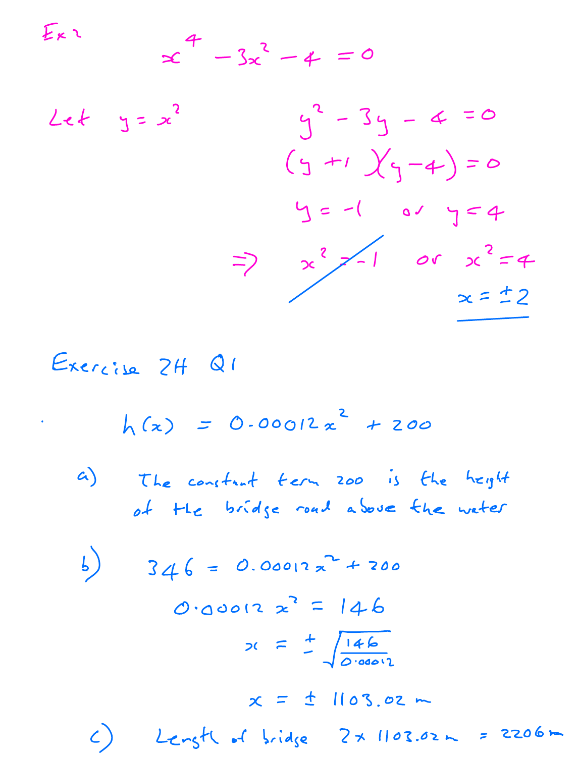Ex 2

$$x^4 - 3x^2 - 4 = 0$$

Let $y = x^2$

$$y^2 - 3y - 4 = 0$$

$$(y+1)(y-4) = 0$$

$$y = -1 \quad \text{or} \quad y = 4$$

$$\Rightarrow \quad \cancel{x^2 = -1} \quad \text{or} \quad x^2 = 4$$

$$x = \pm 2$$

Exercise 2H Q1

$$h(x) = 0.00012x^2 + 200$$

a) The constant term 200 is the height of the bridge road above the water

b)

$$346 = 0.00012x^2 + 200$$

$$0.00012x^2 = 146$$

$$x = \pm\sqrt{\frac{146}{0.00012}}$$

$$x = \pm 1103.02 \text{ m}$$

c) Length of bridge $2 \times 1103.02 \text{ m} = 2206 \text{ m}$